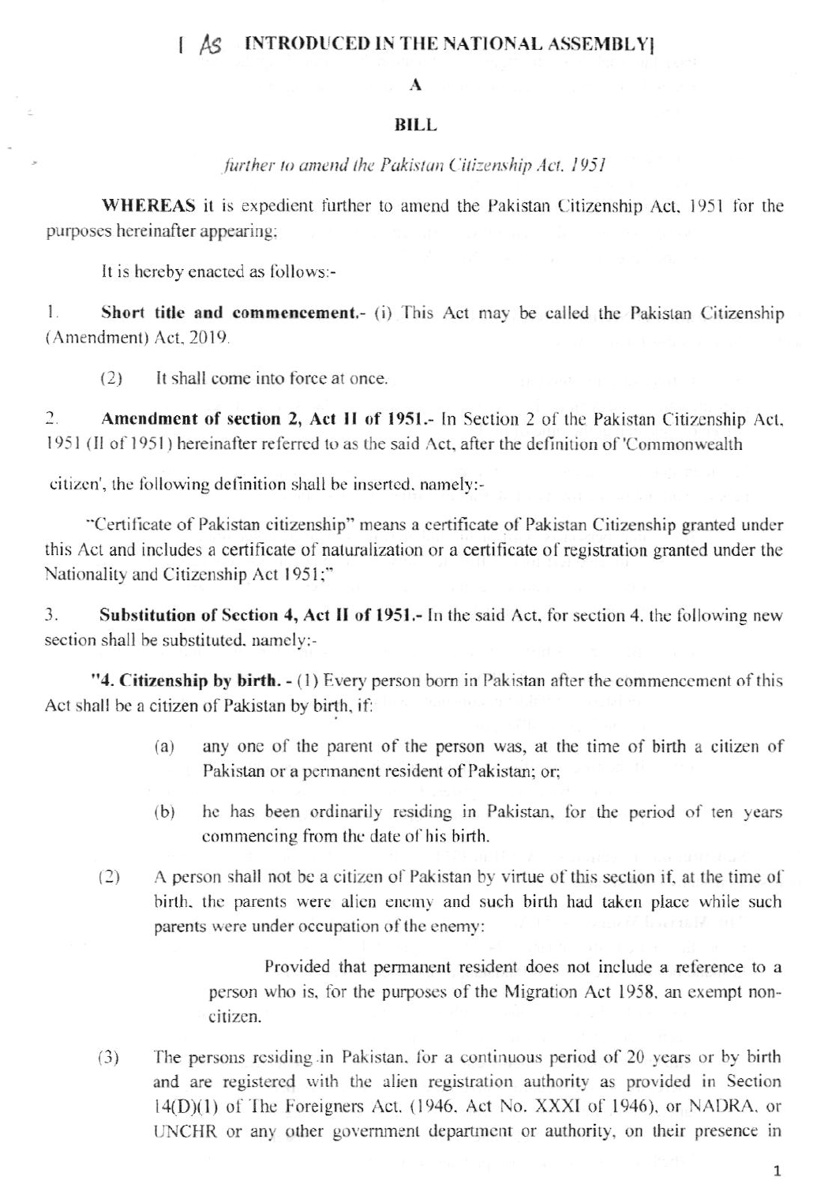[ AS INTRODUCED IN THE NATIONAL ASSEMBLY]

# A

# BILL

*further to amend the Pakistan Citizenship Act, 1951*

**WHEREAS** it is expedient further to amend the Pakistan Citizenship Act, 1951 for the purposes hereinafter appearing;

It is hereby enacted as follows:-

1. **Short title and commencement.-** (i) This Act may be called the Pakistan Citizenship (Amendment) Act, 2019.

   (2) It shall come into force at once.

2. **Amendment of section 2, Act II of 1951.-** In Section 2 of the Pakistan Citizenship Act, 1951 (II of 1951) hereinafter referred to as the said Act, after the definition of 'Commonwealth citizen', the following definition shall be inserted, namely:-

   "Certificate of Pakistan citizenship" means a certificate of Pakistan Citizenship granted under this Act and includes a certificate of naturalization or a certificate of registration granted under the Nationality and Citizenship Act 1951;"

3. **Substitution of Section 4, Act II of 1951.-** In the said Act, for section 4, the following new section shall be substituted, namely:-

   **"4. Citizenship by birth.** - (1) Every person born in Pakistan after the commencement of this Act shall be a citizen of Pakistan by birth, if:

   (a) any one of the parent of the person was, at the time of birth a citizen of Pakistan or a permanent resident of Pakistan; or;

   (b) he has been ordinarily residing in Pakistan, for the period of ten years commencing from the date of his birth.

   (2) A person shall not be a citizen of Pakistan by virtue of this section if, at the time of birth, the parents were alien enemy and such birth had taken place while such parents were under occupation of the enemy:

   Provided that permanent resident does not include a reference to a person who is, for the purposes of the Migration Act 1958, an exempt non-citizen.

   (3) The persons residing in Pakistan, for a continuous period of 20 years or by birth and are registered with the alien registration authority as provided in Section 14(D)(1) of The Foreigners Act, (1946, Act No. XXXI of 1946), or NADRA, or UNCHR or any other government department or authority, on their presence in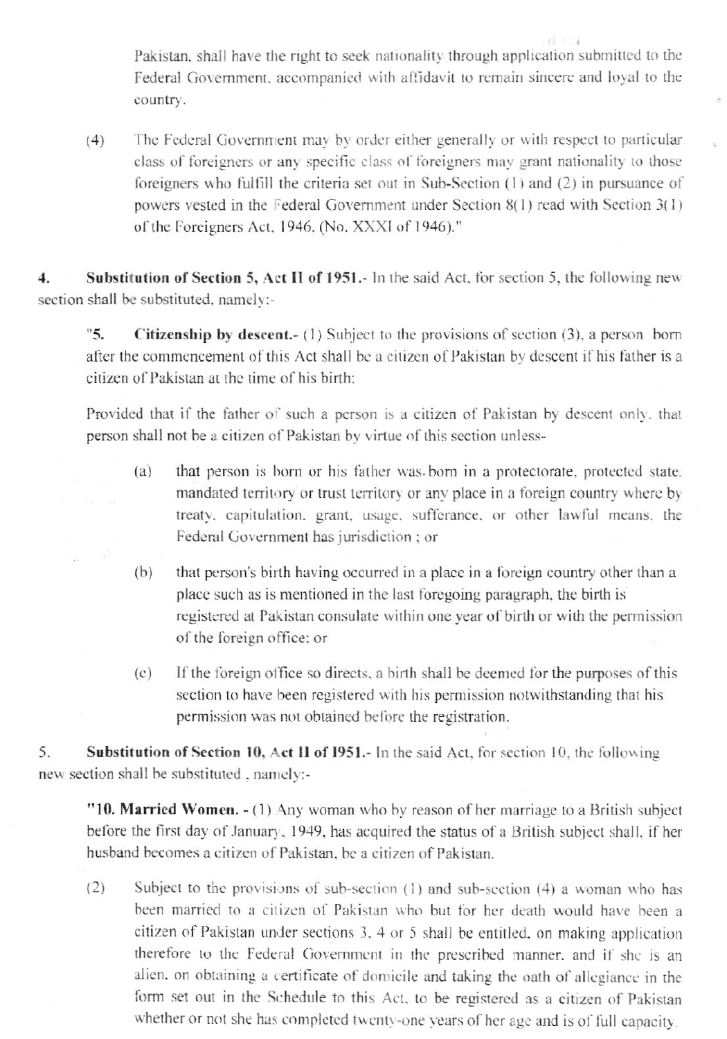Pakistan, shall have the right to seek nationality through application submitted to the Federal Government, accompanied with affidavit to remain sincere and loyal to the country.

(4) The Federal Government may by order either generally or with respect to particular class of foreigners or any specific class of foreigners may grant nationality to those foreigners who fulfill the criteria set out in Sub-Section (1) and (2) in pursuance of powers vested in the Federal Government under Section 8(1) read with Section 3(1) of the Foreigners Act, 1946, (No. XXXI of 1946)."

**4. Substitution of Section 5, Act II of 1951.**- In the said Act, for section 5, the following new section shall be substituted, namely:-

"**5. Citizenship by descent.**- (1) Subject to the provisions of section (3), a person born after the commencement of this Act shall be a citizen of Pakistan by descent if his father is a citizen of Pakistan at the time of his birth:

Provided that if the father of such a person is a citizen of Pakistan by descent only, that person shall not be a citizen of Pakistan by virtue of this section unless-

(a) that person is born or his father was born in a protectorate, protected state, mandated territory or trust territory or any place in a foreign country where by treaty, capitulation, grant, usage, sufferance, or other lawful means, the Federal Government has jurisdiction ; or

(b) that person's birth having occurred in a place in a foreign country other than a place such as is mentioned in the last foregoing paragraph, the birth is registered at Pakistan consulate within one year of birth or with the permission of the foreign office; or

(c) If the foreign office so directs, a birth shall be deemed for the purposes of this section to have been registered with his permission notwithstanding that his permission was not obtained before the registration.

5. **Substitution of Section 10, Act II of 1951.**- In the said Act, for section 10, the following new section shall be substituted , namely:-

"**10. Married Women.** - (1) Any woman who by reason of her marriage to a British subject before the first day of January, 1949, has acquired the status of a British subject shall, if her husband becomes a citizen of Pakistan, be a citizen of Pakistan.

(2) Subject to the provisions of sub-section (1) and sub-section (4) a woman who has been married to a citizen of Pakistan who but for her death would have been a citizen of Pakistan under sections 3, 4 or 5 shall be entitled, on making application therefore to the Federal Government in the prescribed manner, and if she is an alien, on obtaining a certificate of domicile and taking the oath of allegiance in the form set out in the Schedule to this Act, to be registered as a citizen of Pakistan whether or not she has completed twenty-one years of her age and is of full capacity.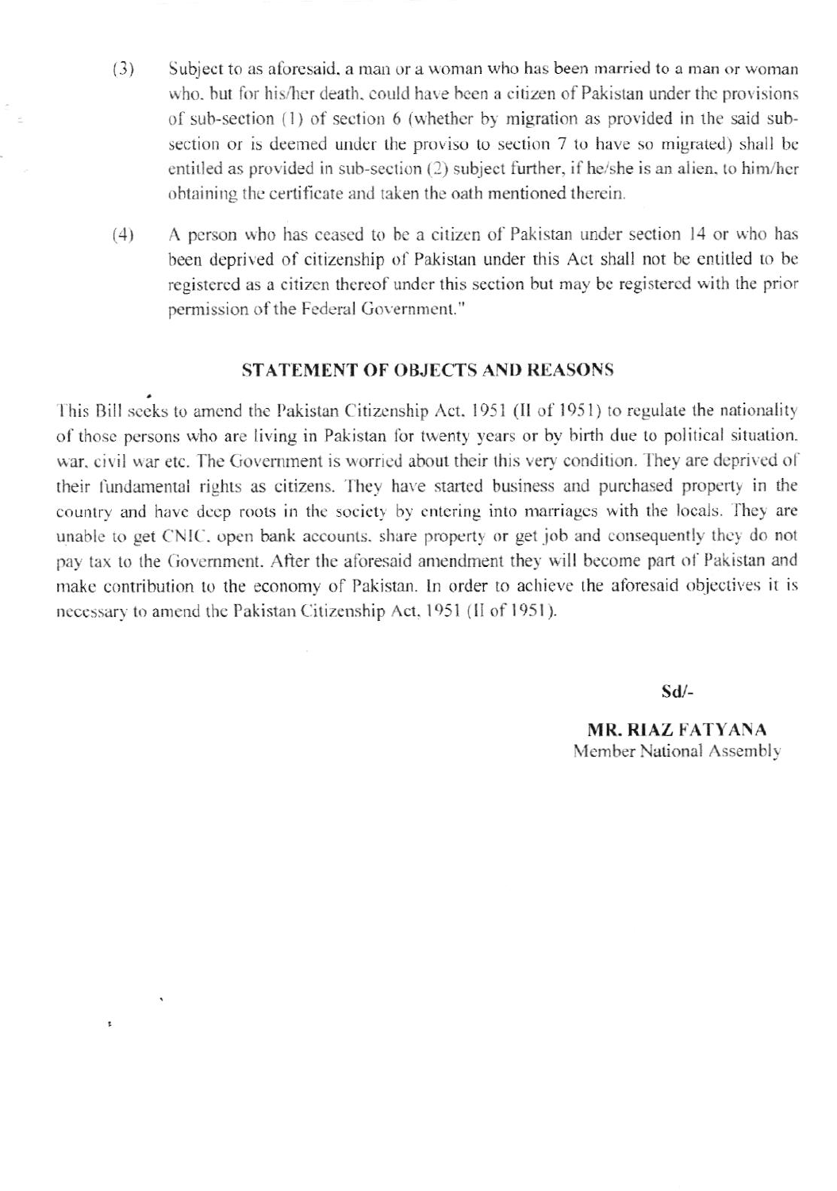(3) Subject to as aforesaid, a man or a woman who has been married to a man or woman who, but for his/her death, could have been a citizen of Pakistan under the provisions of sub-section (1) of section 6 (whether by migration as provided in the said sub-section or is deemed under the proviso to section 7 to have so migrated) shall be entitled as provided in sub-section (2) subject further, if he/she is an alien, to him/her obtaining the certificate and taken the oath mentioned therein.

(4) A person who has ceased to be a citizen of Pakistan under section 14 or who has been deprived of citizenship of Pakistan under this Act shall not be entitled to be registered as a citizen thereof under this section but may be registered with the prior permission of the Federal Government."

## STATEMENT OF OBJECTS AND REASONS

This Bill seeks to amend the Pakistan Citizenship Act, 1951 (II of 1951) to regulate the nationality of those persons who are living in Pakistan for twenty years or by birth due to political situation, war, civil war etc. The Government is worried about their this very condition. They are deprived of their fundamental rights as citizens. They have started business and purchased property in the country and have deep roots in the society by entering into marriages with the locals. They are unable to get CNIC, open bank accounts, share property or get job and consequently they do not pay tax to the Government. After the aforesaid amendment they will become part of Pakistan and make contribution to the economy of Pakistan. In order to achieve the aforesaid objectives it is necessary to amend the Pakistan Citizenship Act, 1951 (II of 1951).

Sd/-

**MR. RIAZ FATYANA**
Member National Assembly